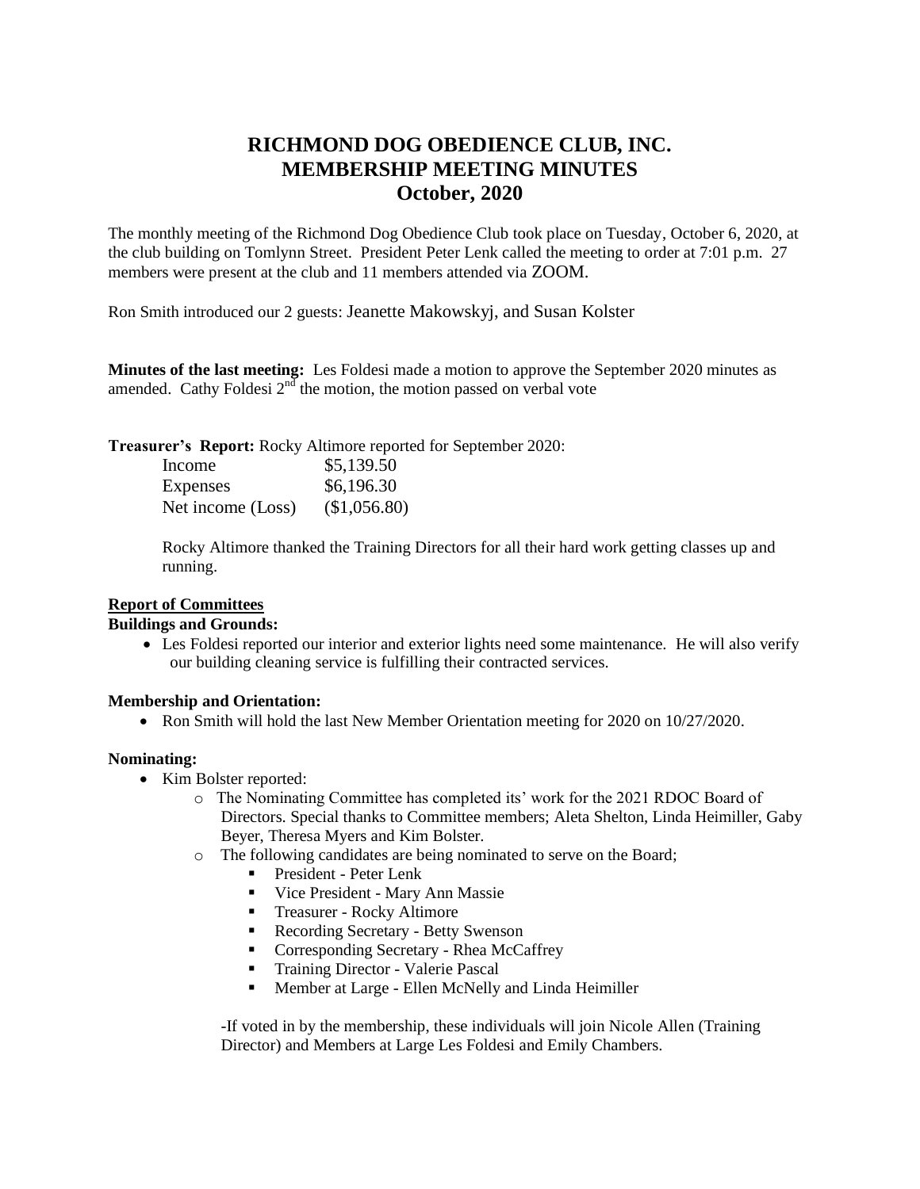# RICHMOND DOG OBEDIENCE CLUB, INC.
# MEMBERSHIP MEETING MINUTES
# October, 2020

The monthly meeting of the Richmond Dog Obedience Club took place on Tuesday, October 6, 2020, at the club building on Tomlynn Street. President Peter Lenk called the meeting to order at 7:01 p.m. 27 members were present at the club and 11 members attended via ZOOM.

Ron Smith introduced our 2 guests: Jeanette Makowskyj, and Susan Kolster

**Minutes of the last meeting:** Les Foldesi made a motion to approve the September 2020 minutes as amended. Cathy Foldesi 2nd the motion, the motion passed on verbal vote

**Treasurer's Report:** Rocky Altimore reported for September 2020:

| | |
|---|---|
| Income | $5,139.50 |
| Expenses | $6,196.30 |
| Net income (Loss) | ($1,056.80) |

Rocky Altimore thanked the Training Directors for all their hard work getting classes up and running.

**Report of Committees**

**Buildings and Grounds:**

- Les Foldesi reported our interior and exterior lights need some maintenance. He will also verify our building cleaning service is fulfilling their contracted services.

**Membership and Orientation:**

- Ron Smith will hold the last New Member Orientation meeting for 2020 on 10/27/2020.

**Nominating:**

- Kim Bolster reported:
  - The Nominating Committee has completed its' work for the 2021 RDOC Board of Directors. Special thanks to Committee members; Aleta Shelton, Linda Heimiller, Gaby Beyer, Theresa Myers and Kim Bolster.
  - The following candidates are being nominated to serve on the Board;
    - President - Peter Lenk
    - Vice President - Mary Ann Massie
    - Treasurer - Rocky Altimore
    - Recording Secretary - Betty Swenson
    - Corresponding Secretary - Rhea McCaffrey
    - Training Director - Valerie Pascal
    - Member at Large - Ellen McNelly and Linda Heimiller

    -If voted in by the membership, these individuals will join Nicole Allen (Training Director) and Members at Large Les Foldesi and Emily Chambers.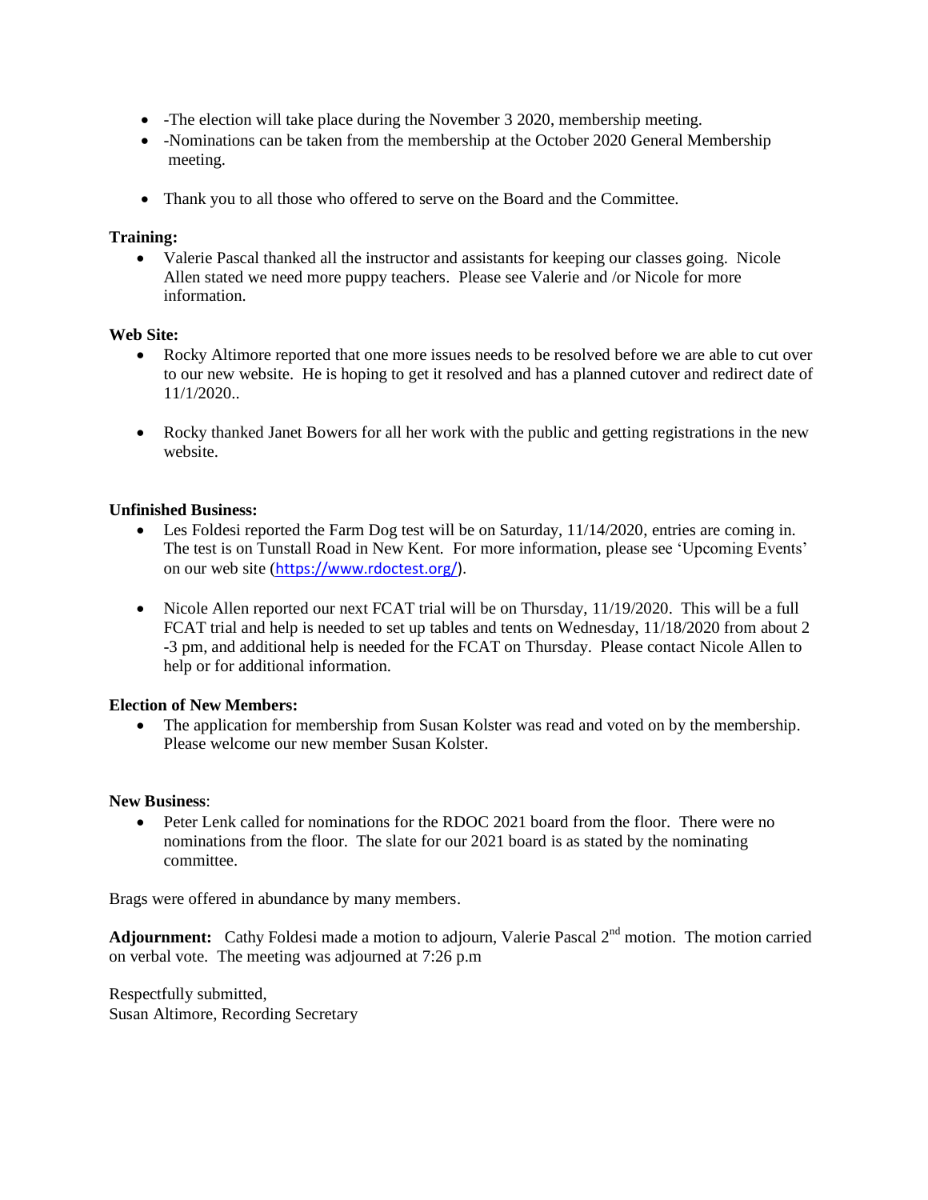- -The election will take place during the November 3 2020, membership meeting.
- -Nominations can be taken from the membership at the October 2020 General Membership meeting.
- Thank you to all those who offered to serve on the Board and the Committee.

**Training:**

- Valerie Pascal thanked all the instructor and assistants for keeping our classes going. Nicole Allen stated we need more puppy teachers. Please see Valerie and /or Nicole for more information.

**Web Site:**

- Rocky Altimore reported that one more issues needs to be resolved before we are able to cut over to our new website. He is hoping to get it resolved and has a planned cutover and redirect date of 11/1/2020..
- Rocky thanked Janet Bowers for all her work with the public and getting registrations in the new website.

**Unfinished Business:**

- Les Foldesi reported the Farm Dog test will be on Saturday, 11/14/2020, entries are coming in. The test is on Tunstall Road in New Kent. For more information, please see 'Upcoming Events' on our web site (https://www.rdoctest.org/).
- Nicole Allen reported our next FCAT trial will be on Thursday, 11/19/2020. This will be a full FCAT trial and help is needed to set up tables and tents on Wednesday, 11/18/2020 from about 2 -3 pm, and additional help is needed for the FCAT on Thursday. Please contact Nicole Allen to help or for additional information.

**Election of New Members:**

- The application for membership from Susan Kolster was read and voted on by the membership. Please welcome our new member Susan Kolster.

**New Business**:

- Peter Lenk called for nominations for the RDOC 2021 board from the floor. There were no nominations from the floor. The slate for our 2021 board is as stated by the nominating committee.

Brags were offered in abundance by many members.

**Adjournment:** Cathy Foldesi made a motion to adjourn, Valerie Pascal 2nd motion. The motion carried on verbal vote. The meeting was adjourned at 7:26 p.m

Respectfully submitted,
Susan Altimore, Recording Secretary